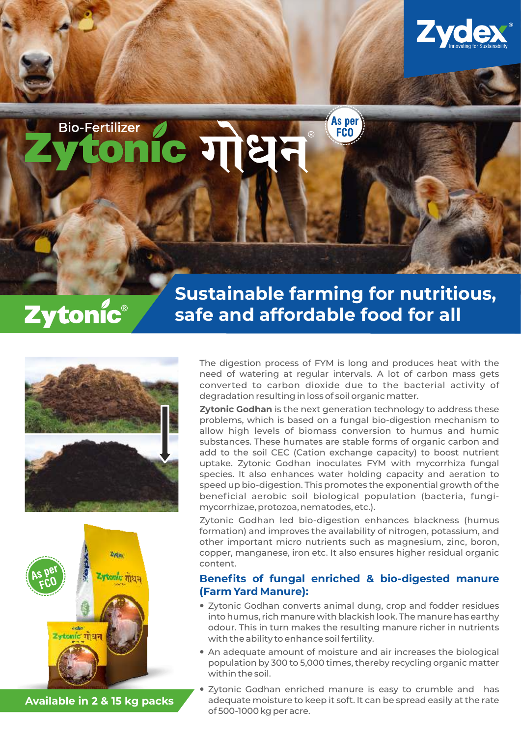Zydex
Innovating for Sustainability

Bio-Fertilizer

# Zytonic गोधन®

As per FCO

Zytonic®

## Sustainable farming for nutritious, safe and affordable food for all

As per FCO

**Available in 2 & 15 kg packs**

The digestion process of FYM is long and produces heat with the need of watering at regular intervals. A lot of carbon mass gets converted to carbon dioxide due to the bacterial activity of degradation resulting in loss of soil organic matter.

**Zytonic Godhan** is the next generation technology to address these problems, which is based on a fungal bio-digestion mechanism to allow high levels of biomass conversion to humus and humic substances. These humates are stable forms of organic carbon and add to the soil CEC (Cation exchange capacity) to boost nutrient uptake. Zytonic Godhan inoculates FYM with mycorrhiza fungal species. It also enhances water holding capacity and aeration to speed up bio-digestion. This promotes the exponential growth of the beneficial aerobic soil biological population (bacteria, fungi-mycorrhizae, protozoa, nematodes, etc.).

Zytonic Godhan led bio-digestion enhances blackness (humus formation) and improves the availability of nitrogen, potassium, and other important micro nutrients such as magnesium, zinc, boron, copper, manganese, iron etc. It also ensures higher residual organic content.

### Benefits of fungal enriched & bio-digested manure (Farm Yard Manure):

- Zytonic Godhan converts animal dung, crop and fodder residues into humus, rich manure with blackish look. The manure has earthy odour. This in turn makes the resulting manure richer in nutrients with the ability to enhance soil fertility.
- An adequate amount of moisture and air increases the biological population by 300 to 5,000 times, thereby recycling organic matter within the soil.
- Zytonic Godhan enriched manure is easy to crumble and has adequate moisture to keep it soft. It can be spread easily at the rate of 500-1000 kg per acre.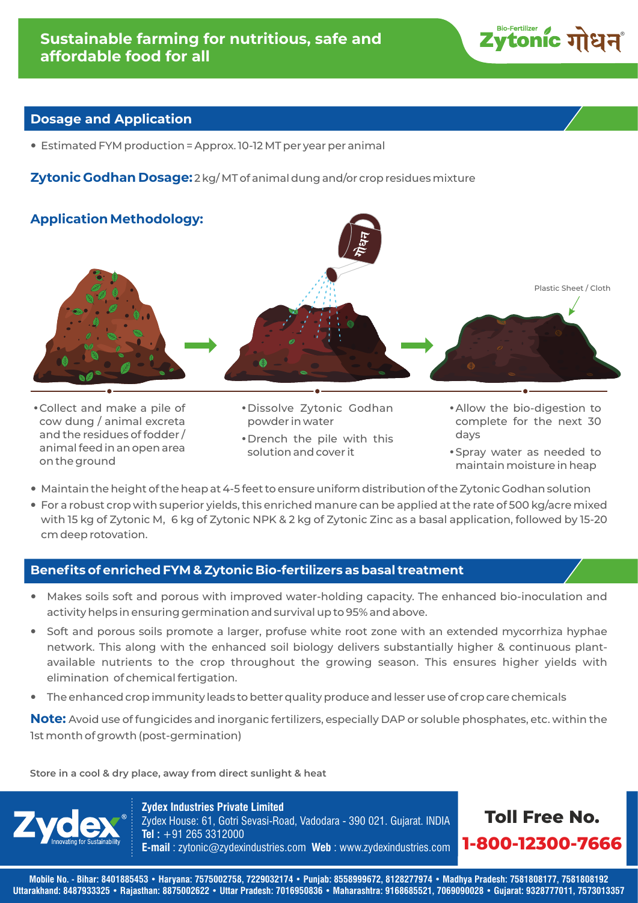## Sustainable farming for nutritious, safe and affordable food for all

Bio-Fertilizer Zytonic गोधन®

## Dosage and Application

- Estimated FYM production = Approx. 10-12 MT per year per animal

**Zytonic Godhan Dosage:** 2 kg/ MT of animal dung and/or crop residues mixture

### Application Methodology:

Plastic Sheet / Cloth

- Collect and make a pile of cow dung / animal excreta and the residues of fodder / animal feed in an open area on the ground

- Dissolve Zytonic Godhan powder in water
- Drench the pile with this solution and cover it

- Allow the bio-digestion to complete for the next 30 days
- Spray water as needed to maintain moisture in heap

- Maintain the height of the heap at 4-5 feet to ensure uniform distribution of the Zytonic Godhan solution
- For a robust crop with superior yields, this enriched manure can be applied at the rate of 500 kg/acre mixed with 15 kg of Zytonic M, 6 kg of Zytonic NPK & 2 kg of Zytonic Zinc as a basal application, followed by 15-20 cm deep rotovation.

## Benefits of enriched FYM & Zytonic Bio-fertilizers as basal treatment

- Makes soils soft and porous with improved water-holding capacity. The enhanced bio-inoculation and activity helps in ensuring germination and survival up to 95% and above.
- Soft and porous soils promote a larger, profuse white root zone with an extended mycorrhiza hyphae network. This along with the enhanced soil biology delivers substantially higher & continuous plant-available nutrients to the crop throughout the growing season. This ensures higher yields with elimination of chemical fertigation.
- The enhanced crop immunity leads to better quality produce and lesser use of crop care chemicals

**Note:** Avoid use of fungicides and inorganic fertilizers, especially DAP or soluble phosphates, etc. within the 1st month of growth (post-germination)

**Store in a cool & dry place, away from direct sunlight & heat**

Zydex® Innovating for Sustainability

**Zydex Industries Private Limited**
Zydex House: 61, Gotri Sevasi-Road, Vadodara - 390 021. Gujarat. INDIA
**Tel :** +91 265 3312000
**E-mail** : zytonic@zydexindustries.com **Web** : www.zydexindustries.com

**Toll Free No.**
**1-800-12300-7666**

**Mobile No. - Bihar: 8401885453 • Haryana: 7575002758, 7229032174 • Punjab: 8558999672, 8128277974 • Madhya Pradesh: 7581808177, 7581808192 Uttarakhand: 8487933325 • Rajasthan: 8875002622 • Uttar Pradesh: 7016950836 • Maharashtra: 9168685521, 7069090028 • Gujarat: 9328777011, 7573013357**